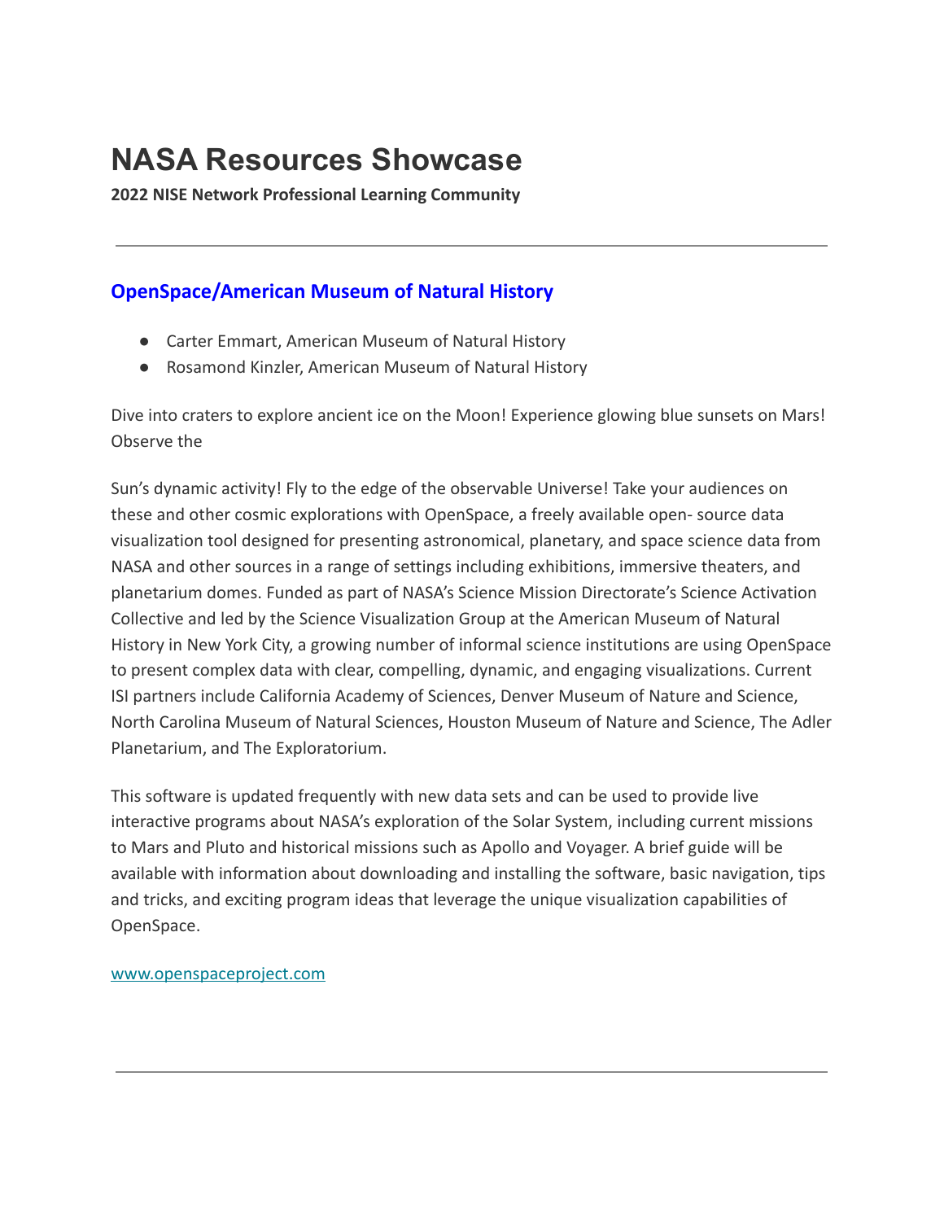# NASA Resources Showcase

**2022 NISE Network Professional Learning Community**

---

## OpenSpace/American Museum of Natural History

- Carter Emmart, American Museum of Natural History
- Rosamond Kinzler, American Museum of Natural History

Dive into craters to explore ancient ice on the Moon! Experience glowing blue sunsets on Mars! Observe the

Sun's dynamic activity! Fly to the edge of the observable Universe! Take your audiences on these and other cosmic explorations with OpenSpace, a freely available open- source data visualization tool designed for presenting astronomical, planetary, and space science data from NASA and other sources in a range of settings including exhibitions, immersive theaters, and planetarium domes. Funded as part of NASA's Science Mission Directorate's Science Activation Collective and led by the Science Visualization Group at the American Museum of Natural History in New York City, a growing number of informal science institutions are using OpenSpace to present complex data with clear, compelling, dynamic, and engaging visualizations. Current ISI partners include California Academy of Sciences, Denver Museum of Nature and Science, North Carolina Museum of Natural Sciences, Houston Museum of Nature and Science, The Adler Planetarium, and The Exploratorium.

This software is updated frequently with new data sets and can be used to provide live interactive programs about NASA's exploration of the Solar System, including current missions to Mars and Pluto and historical missions such as Apollo and Voyager. A brief guide will be available with information about downloading and installing the software, basic navigation, tips and tricks, and exciting program ideas that leverage the unique visualization capabilities of OpenSpace.

[www.openspaceproject.com](http://www.openspaceproject.com)

---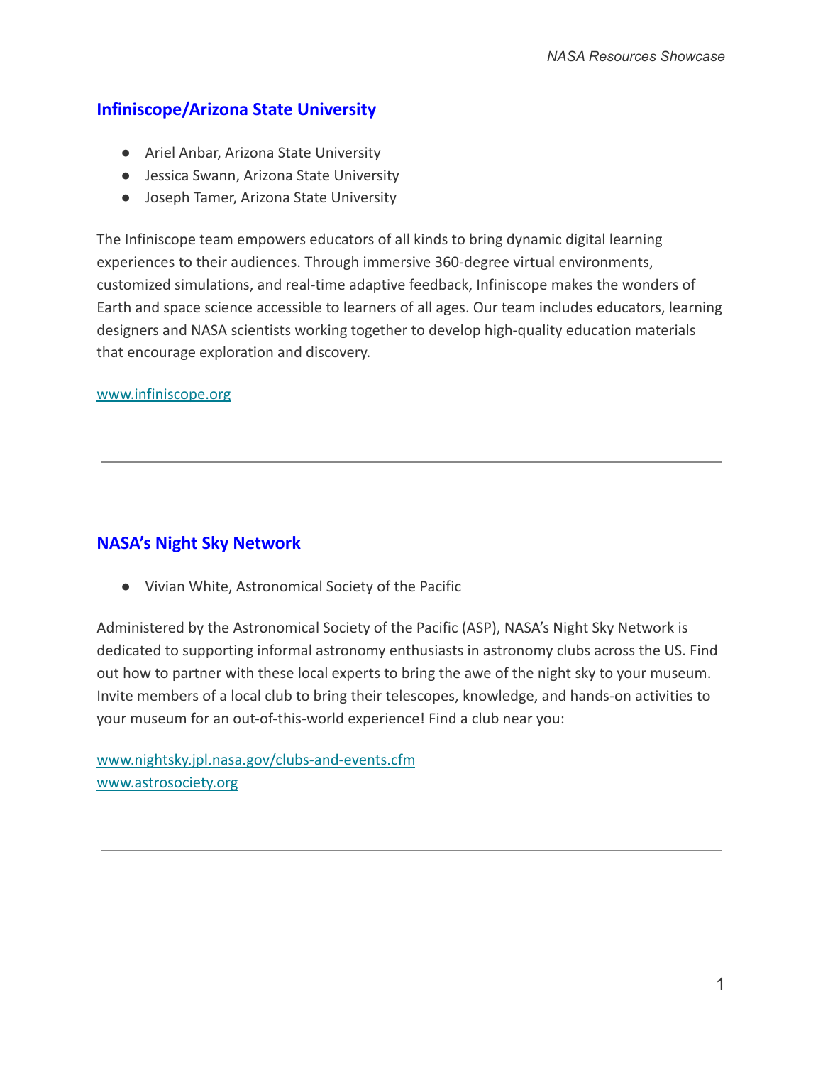## Infiniscope/Arizona State University

- Ariel Anbar, Arizona State University
- Jessica Swann, Arizona State University
- Joseph Tamer, Arizona State University

The Infiniscope team empowers educators of all kinds to bring dynamic digital learning experiences to their audiences. Through immersive 360-degree virtual environments, customized simulations, and real-time adaptive feedback, Infiniscope makes the wonders of Earth and space science accessible to learners of all ages. Our team includes educators, learning designers and NASA scientists working together to develop high-quality education materials that encourage exploration and discovery.

[www.infiniscope.org](www.infiniscope.org)

---

## NASA's Night Sky Network

- Vivian White, Astronomical Society of the Pacific

Administered by the Astronomical Society of the Pacific (ASP), NASA's Night Sky Network is dedicated to supporting informal astronomy enthusiasts in astronomy clubs across the US. Find out how to partner with these local experts to bring the awe of the night sky to your museum. Invite members of a local club to bring their telescopes, knowledge, and hands-on activities to your museum for an out-of-this-world experience! Find a club near you:

[www.nightsky.jpl.nasa.gov/clubs-and-events.cfm](www.nightsky.jpl.nasa.gov/clubs-and-events.cfm)
[www.astrosociety.org](www.astrosociety.org)

---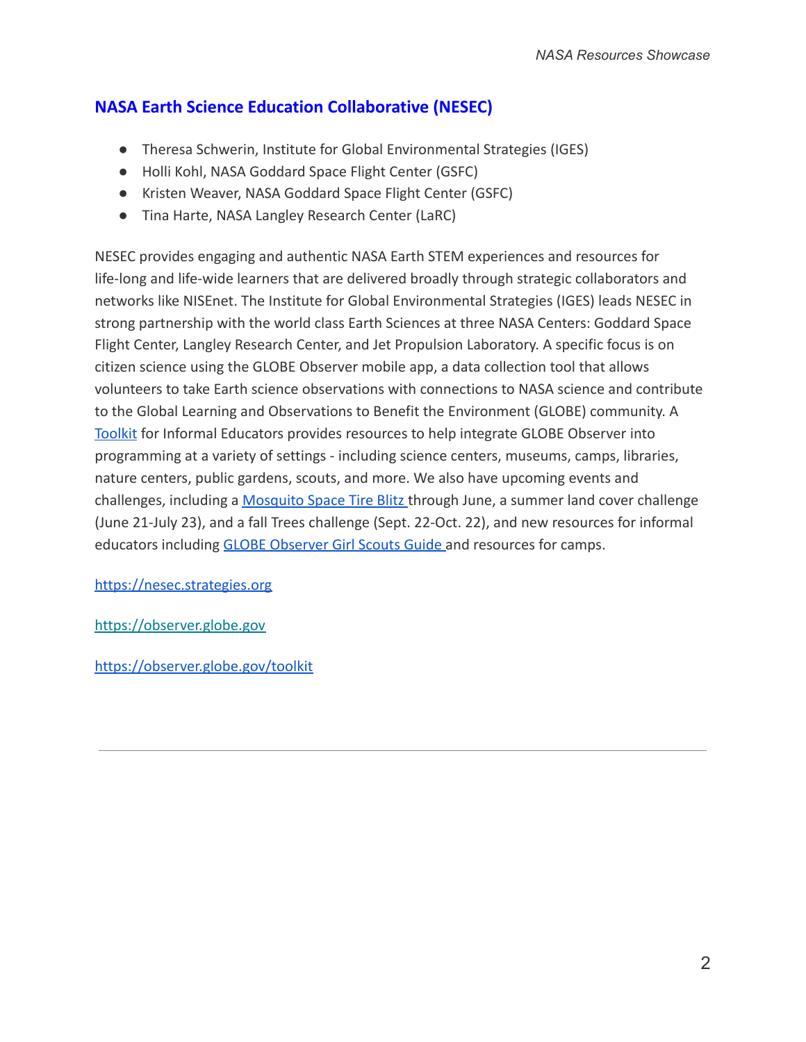## NASA Earth Science Education Collaborative (NESEC)

- Theresa Schwerin, Institute for Global Environmental Strategies (IGES)
- Holli Kohl, NASA Goddard Space Flight Center (GSFC)
- Kristen Weaver, NASA Goddard Space Flight Center (GSFC)
- Tina Harte, NASA Langley Research Center (LaRC)

NESEC provides engaging and authentic NASA Earth STEM experiences and resources for life-long and life-wide learners that are delivered broadly through strategic collaborators and networks like NISEnet. The Institute for Global Environmental Strategies (IGES) leads NESEC in strong partnership with the world class Earth Sciences at three NASA Centers: Goddard Space Flight Center, Langley Research Center, and Jet Propulsion Laboratory. A specific focus is on citizen science using the GLOBE Observer mobile app, a data collection tool that allows volunteers to take Earth science observations with connections to NASA science and contribute to the Global Learning and Observations to Benefit the Environment (GLOBE) community. A Toolkit for Informal Educators provides resources to help integrate GLOBE Observer into programming at a variety of settings - including science centers, museums, camps, libraries, nature centers, public gardens, scouts, and more. We also have upcoming events and challenges, including a Mosquito Space Tire Blitz through June, a summer land cover challenge (June 21-July 23), and a fall Trees challenge (Sept. 22-Oct. 22), and new resources for informal educators including GLOBE Observer Girl Scouts Guide and resources for camps.

https://nesec.strategies.org

https://observer.globe.gov

https://observer.globe.gov/toolkit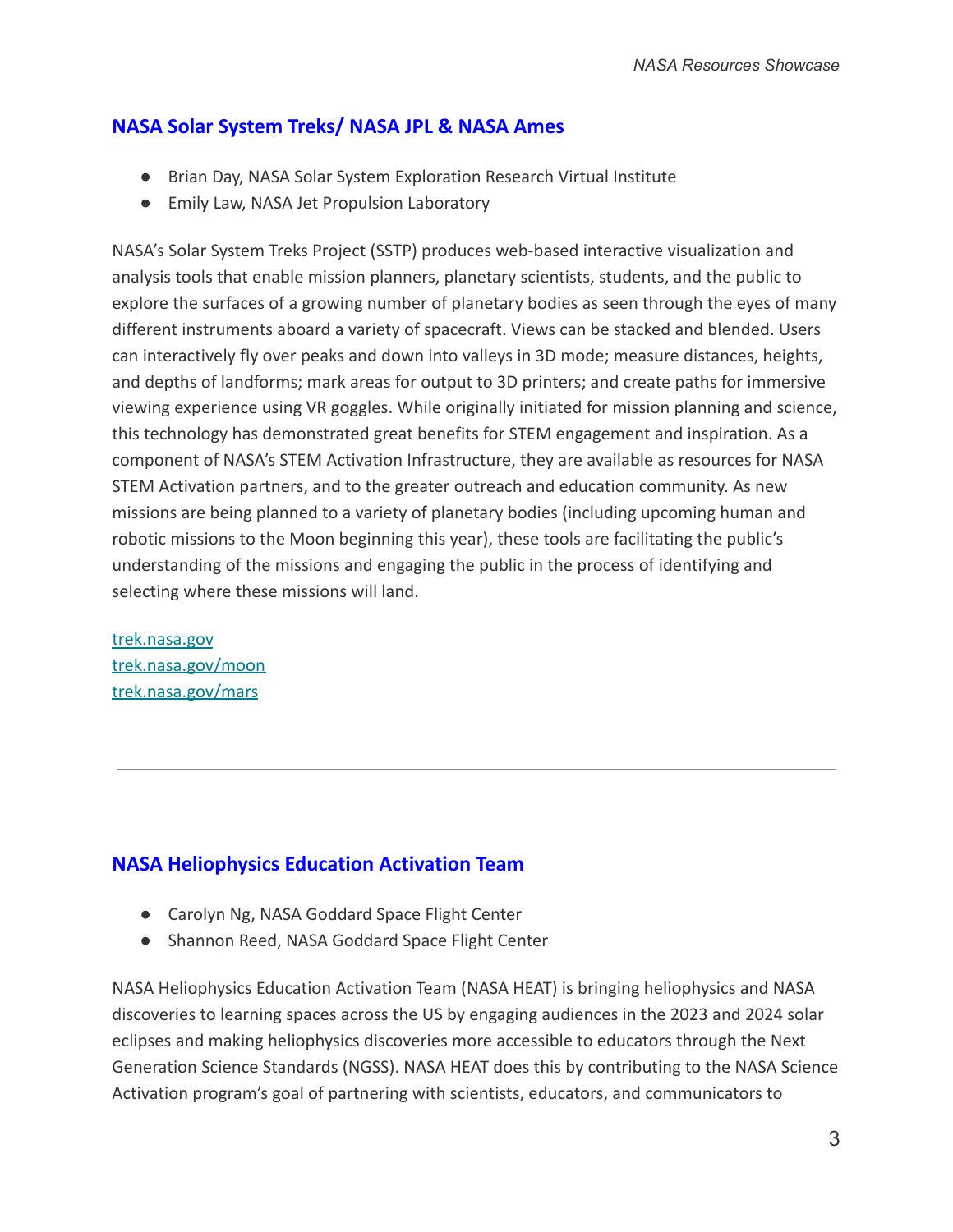## NASA Solar System Treks/ NASA JPL & NASA Ames

- Brian Day, NASA Solar System Exploration Research Virtual Institute
- Emily Law, NASA Jet Propulsion Laboratory

NASA's Solar System Treks Project (SSTP) produces web-based interactive visualization and analysis tools that enable mission planners, planetary scientists, students, and the public to explore the surfaces of a growing number of planetary bodies as seen through the eyes of many different instruments aboard a variety of spacecraft. Views can be stacked and blended. Users can interactively fly over peaks and down into valleys in 3D mode; measure distances, heights, and depths of landforms; mark areas for output to 3D printers; and create paths for immersive viewing experience using VR goggles. While originally initiated for mission planning and science, this technology has demonstrated great benefits for STEM engagement and inspiration. As a component of NASA's STEM Activation Infrastructure, they are available as resources for NASA STEM Activation partners, and to the greater outreach and education community. As new missions are being planned to a variety of planetary bodies (including upcoming human and robotic missions to the Moon beginning this year), these tools are facilitating the public's understanding of the missions and engaging the public in the process of identifying and selecting where these missions will land.

[trek.nasa.gov](https://trek.nasa.gov)
[trek.nasa.gov/moon](https://trek.nasa.gov/moon)
[trek.nasa.gov/mars](https://trek.nasa.gov/mars)

---

## NASA Heliophysics Education Activation Team

- Carolyn Ng, NASA Goddard Space Flight Center
- Shannon Reed, NASA Goddard Space Flight Center

NASA Heliophysics Education Activation Team (NASA HEAT) is bringing heliophysics and NASA discoveries to learning spaces across the US by engaging audiences in the 2023 and 2024 solar eclipses and making heliophysics discoveries more accessible to educators through the Next Generation Science Standards (NGSS). NASA HEAT does this by contributing to the NASA Science Activation program's goal of partnering with scientists, educators, and communicators to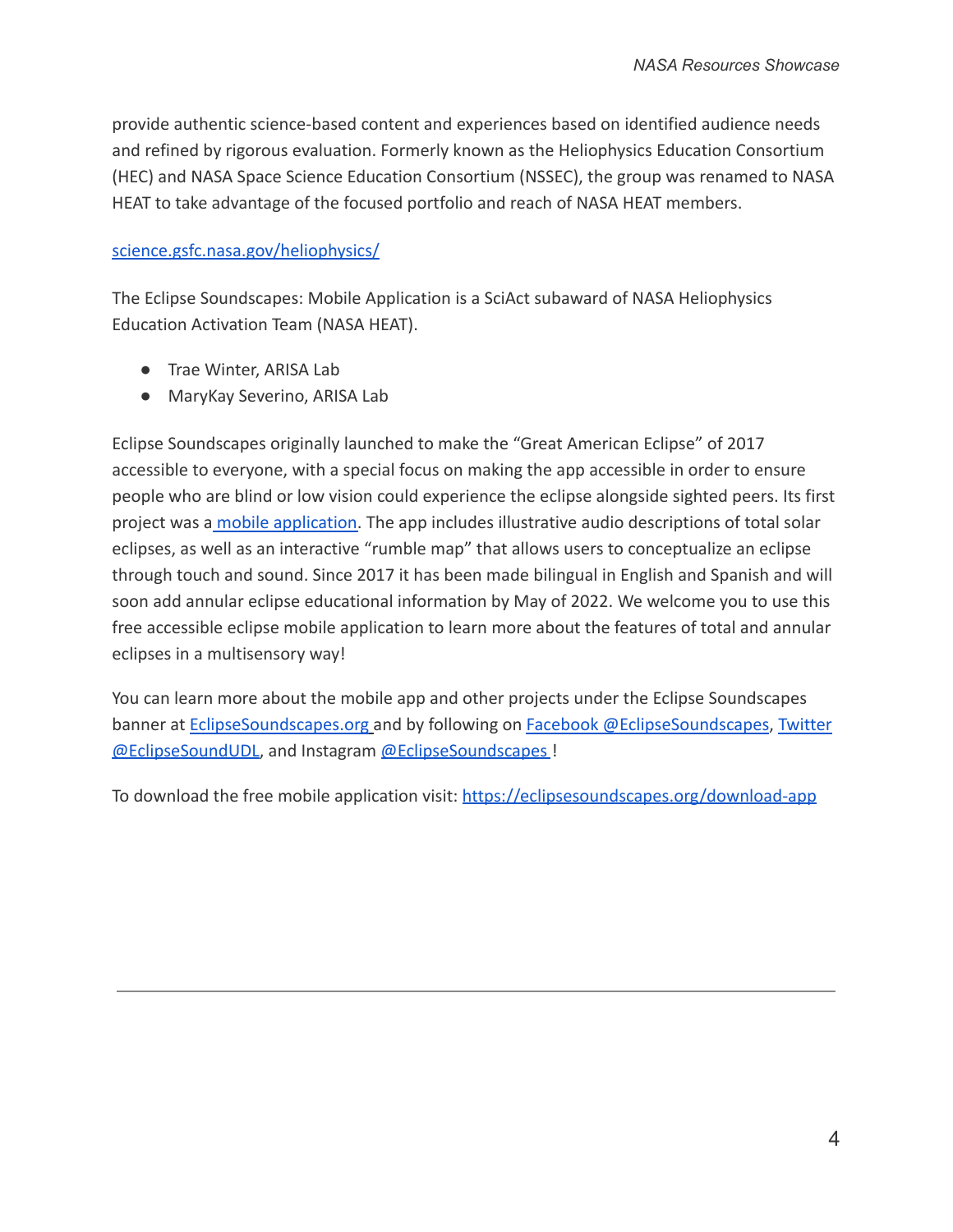provide authentic science-based content and experiences based on identified audience needs and refined by rigorous evaluation. Formerly known as the Heliophysics Education Consortium (HEC) and NASA Space Science Education Consortium (NSSEC), the group was renamed to NASA HEAT to take advantage of the focused portfolio and reach of NASA HEAT members.

[science.gsfc.nasa.gov/heliophysics/](science.gsfc.nasa.gov/heliophysics/)

The Eclipse Soundscapes: Mobile Application is a SciAct subaward of NASA Heliophysics Education Activation Team (NASA HEAT).

- Trae Winter, ARISA Lab
- MaryKay Severino, ARISA Lab

Eclipse Soundscapes originally launched to make the "Great American Eclipse" of 2017 accessible to everyone, with a special focus on making the app accessible in order to ensure people who are blind or low vision could experience the eclipse alongside sighted peers. Its first project was a mobile application. The app includes illustrative audio descriptions of total solar eclipses, as well as an interactive "rumble map" that allows users to conceptualize an eclipse through touch and sound. Since 2017 it has been made bilingual in English and Spanish and will soon add annular eclipse educational information by May of 2022. We welcome you to use this free accessible eclipse mobile application to learn more about the features of total and annular eclipses in a multisensory way!

You can learn more about the mobile app and other projects under the Eclipse Soundscapes banner at EclipseSoundscapes.org and by following on Facebook @EclipseSoundscapes, Twitter @EclipseSoundUDL, and Instagram @EclipseSoundscapes !

To download the free mobile application visit: [https://eclipsesoundscapes.org/download-app](https://eclipsesoundscapes.org/download-app)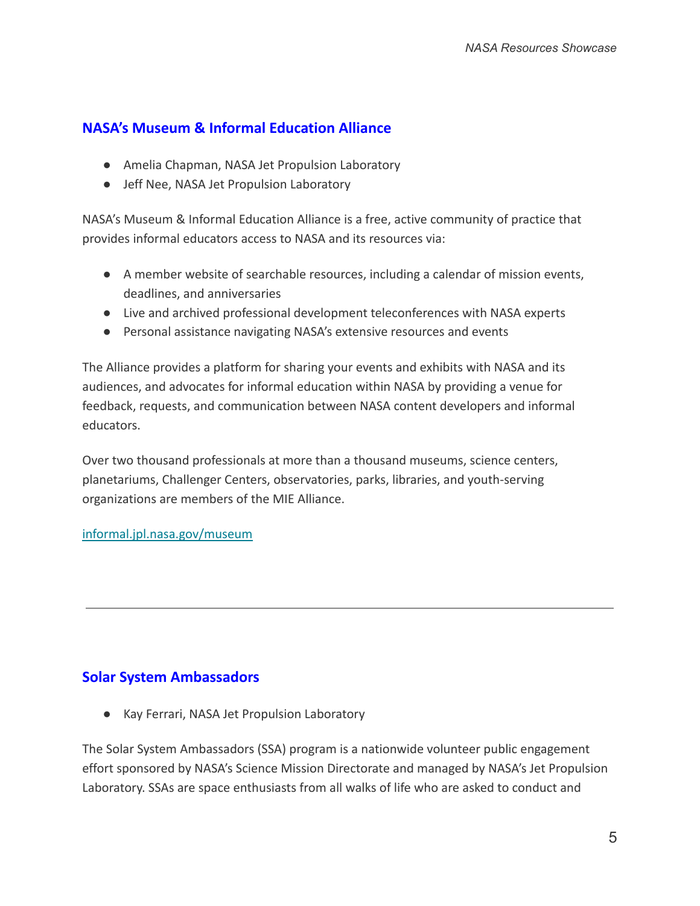## NASA's Museum & Informal Education Alliance

- Amelia Chapman, NASA Jet Propulsion Laboratory
- Jeff Nee, NASA Jet Propulsion Laboratory

NASA's Museum & Informal Education Alliance is a free, active community of practice that provides informal educators access to NASA and its resources via:

- A member website of searchable resources, including a calendar of mission events, deadlines, and anniversaries
- Live and archived professional development teleconferences with NASA experts
- Personal assistance navigating NASA's extensive resources and events

The Alliance provides a platform for sharing your events and exhibits with NASA and its audiences, and advocates for informal education within NASA by providing a venue for feedback, requests, and communication between NASA content developers and informal educators.

Over two thousand professionals at more than a thousand museums, science centers, planetariums, Challenger Centers, observatories, parks, libraries, and youth-serving organizations are members of the MIE Alliance.

[informal.jpl.nasa.gov/museum](https://informal.jpl.nasa.gov/museum)

---

## Solar System Ambassadors

- Kay Ferrari, NASA Jet Propulsion Laboratory

The Solar System Ambassadors (SSA) program is a nationwide volunteer public engagement effort sponsored by NASA's Science Mission Directorate and managed by NASA's Jet Propulsion Laboratory. SSAs are space enthusiasts from all walks of life who are asked to conduct and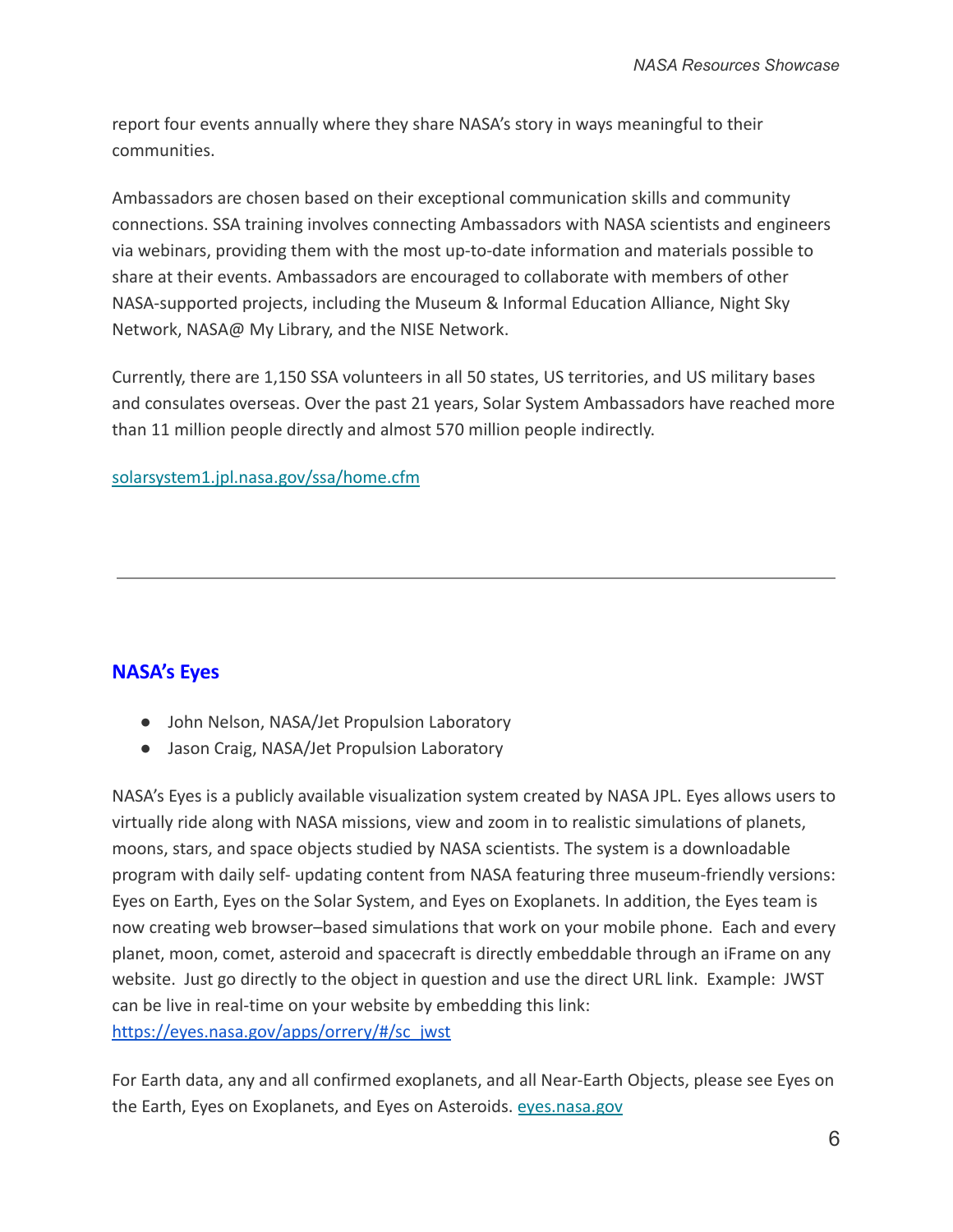report four events annually where they share NASA's story in ways meaningful to their communities.

Ambassadors are chosen based on their exceptional communication skills and community connections. SSA training involves connecting Ambassadors with NASA scientists and engineers via webinars, providing them with the most up-to-date information and materials possible to share at their events. Ambassadors are encouraged to collaborate with members of other NASA-supported projects, including the Museum & Informal Education Alliance, Night Sky Network, NASA@ My Library, and the NISE Network.

Currently, there are 1,150 SSA volunteers in all 50 states, US territories, and US military bases and consulates overseas. Over the past 21 years, Solar System Ambassadors have reached more than 11 million people directly and almost 570 million people indirectly.

[solarsystem1.jpl.nasa.gov/ssa/home.cfm](solarsystem1.jpl.nasa.gov/ssa/home.cfm)

---

## NASA's Eyes

- John Nelson, NASA/Jet Propulsion Laboratory
- Jason Craig, NASA/Jet Propulsion Laboratory

NASA's Eyes is a publicly available visualization system created by NASA JPL. Eyes allows users to virtually ride along with NASA missions, view and zoom in to realistic simulations of planets, moons, stars, and space objects studied by NASA scientists. The system is a downloadable program with daily self- updating content from NASA featuring three museum-friendly versions: Eyes on Earth, Eyes on the Solar System, and Eyes on Exoplanets. In addition, the Eyes team is now creating web browser–based simulations that work on your mobile phone. Each and every planet, moon, comet, asteroid and spacecraft is directly embeddable through an iFrame on any website. Just go directly to the object in question and use the direct URL link. Example: JWST can be live in real-time on your website by embedding this link: [https://eyes.nasa.gov/apps/orrery/#/sc_jwst](https://eyes.nasa.gov/apps/orrery/#/sc_jwst)

For Earth data, any and all confirmed exoplanets, and all Near-Earth Objects, please see Eyes on the Earth, Eyes on Exoplanets, and Eyes on Asteroids. [eyes.nasa.gov](eyes.nasa.gov)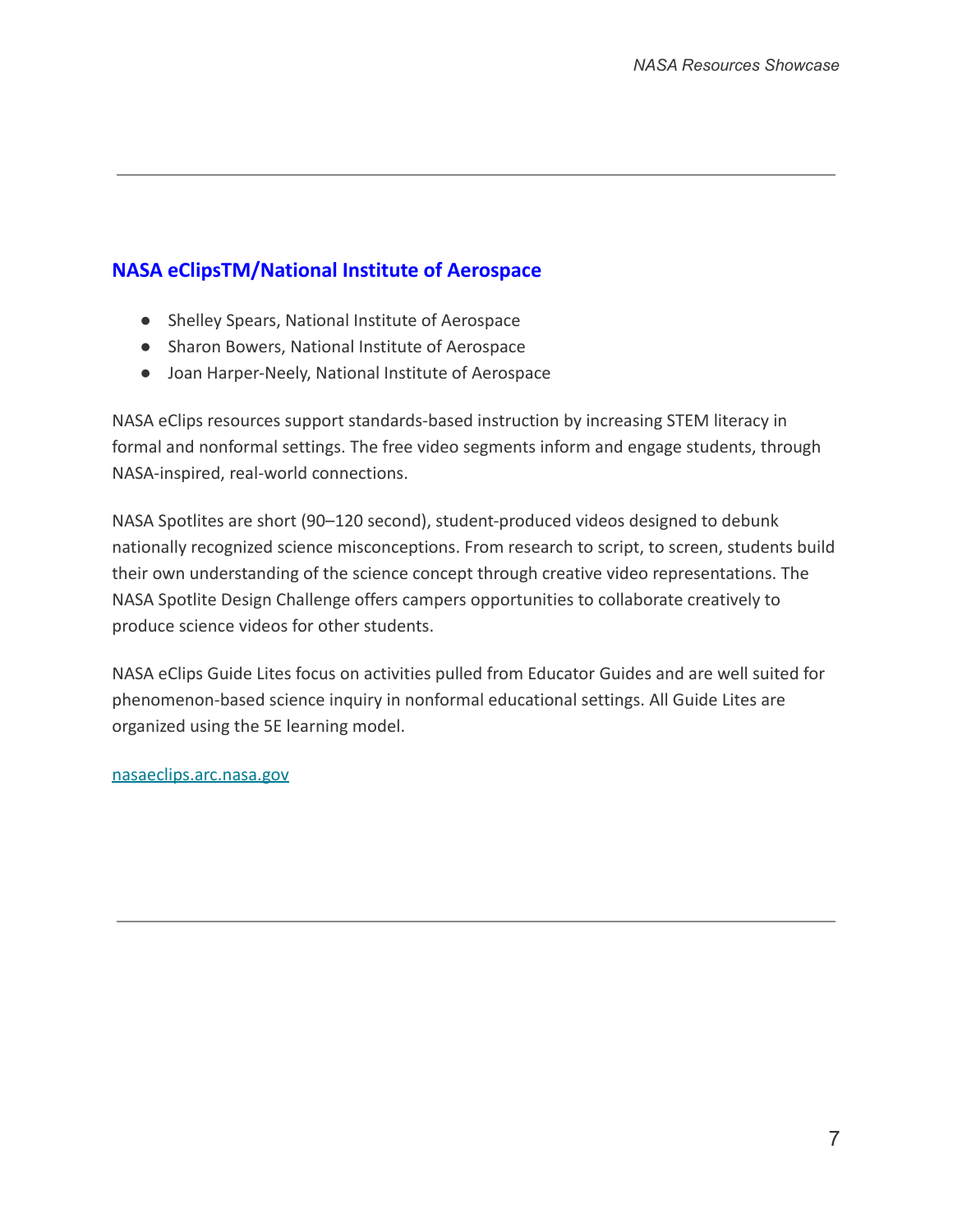## NASA eClipsTM/National Institute of Aerospace

- Shelley Spears, National Institute of Aerospace
- Sharon Bowers, National Institute of Aerospace
- Joan Harper-Neely, National Institute of Aerospace

NASA eClips resources support standards-based instruction by increasing STEM literacy in formal and nonformal settings. The free video segments inform and engage students, through NASA-inspired, real-world connections.

NASA Spotlites are short (90–120 second), student-produced videos designed to debunk nationally recognized science misconceptions. From research to script, to screen, students build their own understanding of the science concept through creative video representations. The NASA Spotlite Design Challenge offers campers opportunities to collaborate creatively to produce science videos for other students.

NASA eClips Guide Lites focus on activities pulled from Educator Guides and are well suited for phenomenon-based science inquiry in nonformal educational settings. All Guide Lites are organized using the 5E learning model.

nasaeclips.arc.nasa.gov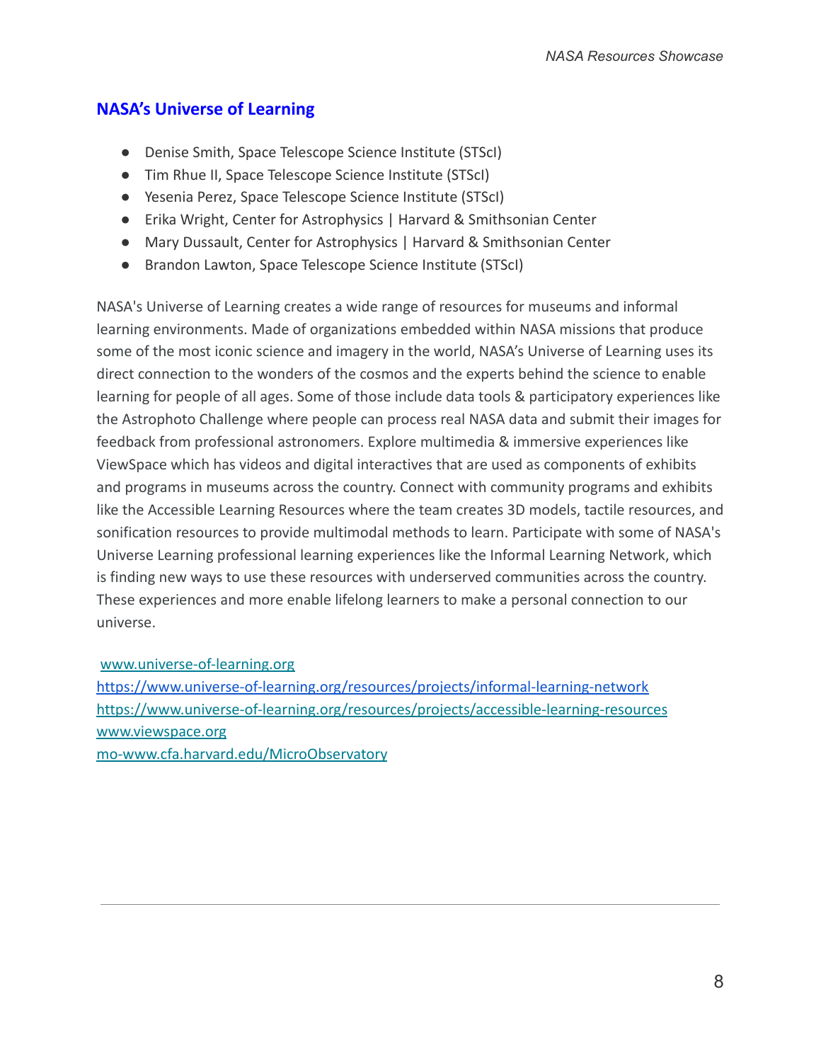## NASA's Universe of Learning

- Denise Smith, Space Telescope Science Institute (STScI)
- Tim Rhue II, Space Telescope Science Institute (STScI)
- Yesenia Perez, Space Telescope Science Institute (STScI)
- Erika Wright, Center for Astrophysics | Harvard & Smithsonian Center
- Mary Dussault, Center for Astrophysics | Harvard & Smithsonian Center
- Brandon Lawton, Space Telescope Science Institute (STScI)

NASA's Universe of Learning creates a wide range of resources for museums and informal learning environments. Made of organizations embedded within NASA missions that produce some of the most iconic science and imagery in the world, NASA's Universe of Learning uses its direct connection to the wonders of the cosmos and the experts behind the science to enable learning for people of all ages. Some of those include data tools & participatory experiences like the Astrophoto Challenge where people can process real NASA data and submit their images for feedback from professional astronomers. Explore multimedia & immersive experiences like ViewSpace which has videos and digital interactives that are used as components of exhibits and programs in museums across the country. Connect with community programs and exhibits like the Accessible Learning Resources where the team creates 3D models, tactile resources, and sonification resources to provide multimodal methods to learn. Participate with some of NASA's Universe Learning professional learning experiences like the Informal Learning Network, which is finding new ways to use these resources with underserved communities across the country. These experiences and more enable lifelong learners to make a personal connection to our universe.

www.universe-of-learning.org
https://www.universe-of-learning.org/resources/projects/informal-learning-network
https://www.universe-of-learning.org/resources/projects/accessible-learning-resources
www.viewspace.org
mo-www.cfa.harvard.edu/MicroObservatory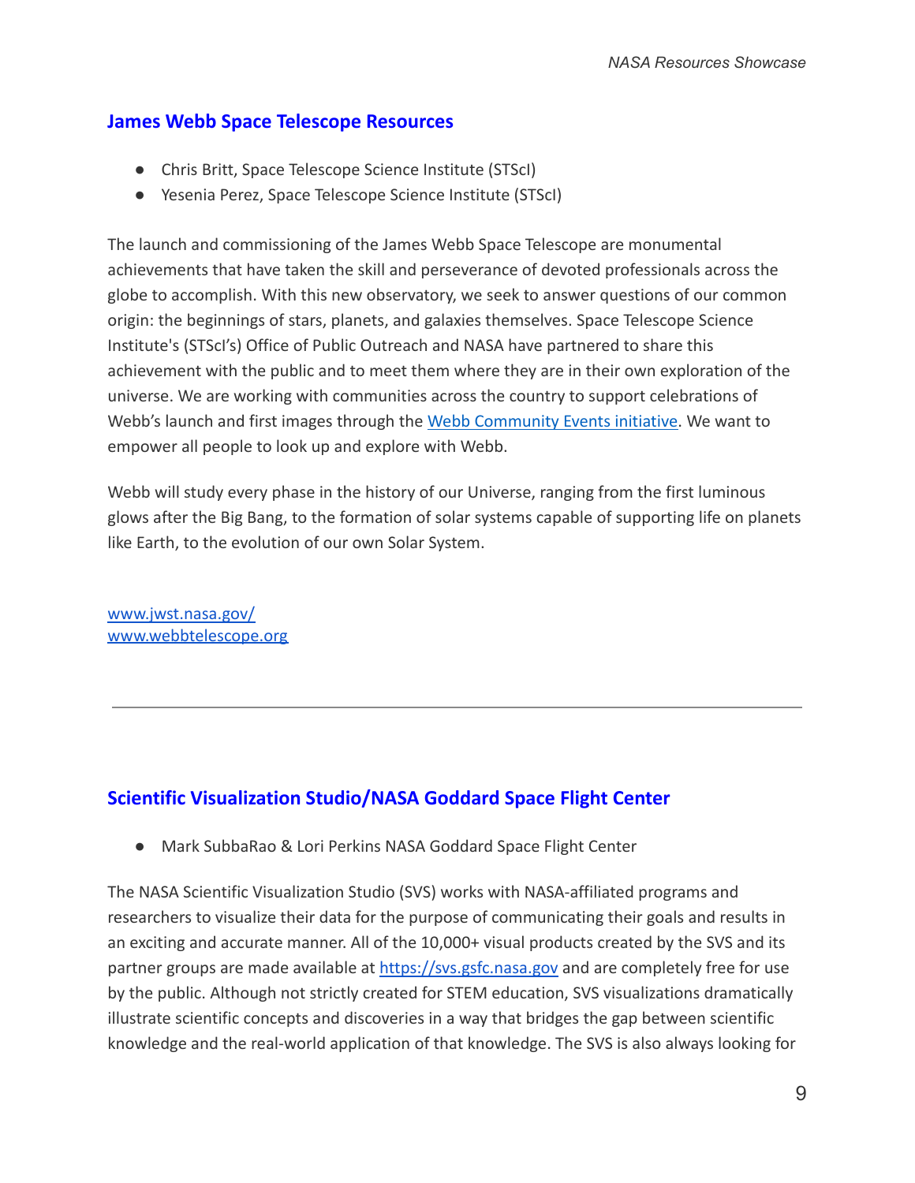## James Webb Space Telescope Resources

- Chris Britt, Space Telescope Science Institute (STScI)
- Yesenia Perez, Space Telescope Science Institute (STScI)

The launch and commissioning of the James Webb Space Telescope are monumental achievements that have taken the skill and perseverance of devoted professionals across the globe to accomplish. With this new observatory, we seek to answer questions of our common origin: the beginnings of stars, planets, and galaxies themselves. Space Telescope Science Institute's (STScI's) Office of Public Outreach and NASA have partnered to share this achievement with the public and to meet them where they are in their own exploration of the universe. We are working with communities across the country to support celebrations of Webb's launch and first images through the Webb Community Events initiative. We want to empower all people to look up and explore with Webb.

Webb will study every phase in the history of our Universe, ranging from the first luminous glows after the Big Bang, to the formation of solar systems capable of supporting life on planets like Earth, to the evolution of our own Solar System.

www.jwst.nasa.gov/
www.webbtelescope.org

---

## Scientific Visualization Studio/NASA Goddard Space Flight Center

- Mark SubbaRao & Lori Perkins NASA Goddard Space Flight Center

The NASA Scientific Visualization Studio (SVS) works with NASA-affiliated programs and researchers to visualize their data for the purpose of communicating their goals and results in an exciting and accurate manner. All of the 10,000+ visual products created by the SVS and its partner groups are made available at https://svs.gsfc.nasa.gov and are completely free for use by the public. Although not strictly created for STEM education, SVS visualizations dramatically illustrate scientific concepts and discoveries in a way that bridges the gap between scientific knowledge and the real-world application of that knowledge. The SVS is also always looking for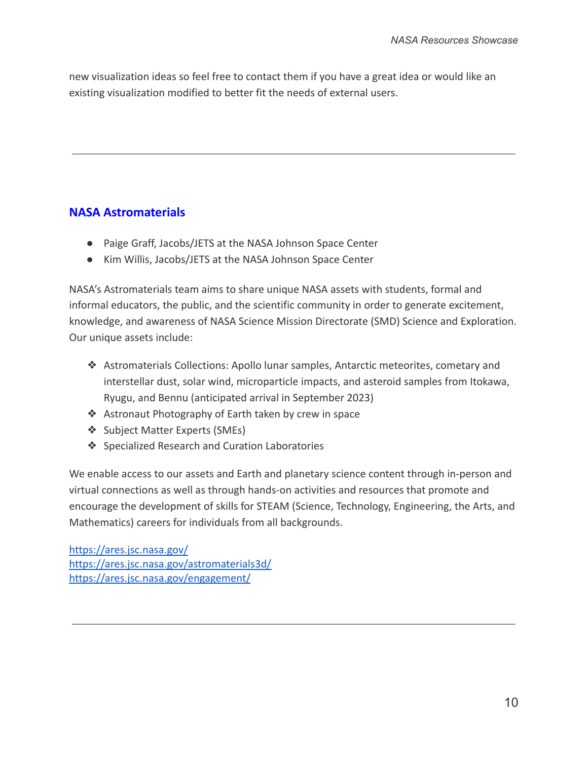new visualization ideas so feel free to contact them if you have a great idea or would like an existing visualization modified to better fit the needs of external users.

---

## NASA Astromaterials

- Paige Graff, Jacobs/JETS at the NASA Johnson Space Center
- Kim Willis, Jacobs/JETS at the NASA Johnson Space Center

NASA's Astromaterials team aims to share unique NASA assets with students, formal and informal educators, the public, and the scientific community in order to generate excitement, knowledge, and awareness of NASA Science Mission Directorate (SMD) Science and Exploration. Our unique assets include:

- Astromaterials Collections: Apollo lunar samples, Antarctic meteorites, cometary and interstellar dust, solar wind, microparticle impacts, and asteroid samples from Itokawa, Ryugu, and Bennu (anticipated arrival in September 2023)
- Astronaut Photography of Earth taken by crew in space
- Subject Matter Experts (SMEs)
- Specialized Research and Curation Laboratories

We enable access to our assets and Earth and planetary science content through in-person and virtual connections as well as through hands-on activities and resources that promote and encourage the development of skills for STEAM (Science, Technology, Engineering, the Arts, and Mathematics) careers for individuals from all backgrounds.

https://ares.jsc.nasa.gov/
https://ares.jsc.nasa.gov/astromaterials3d/
https://ares.jsc.nasa.gov/engagement/

---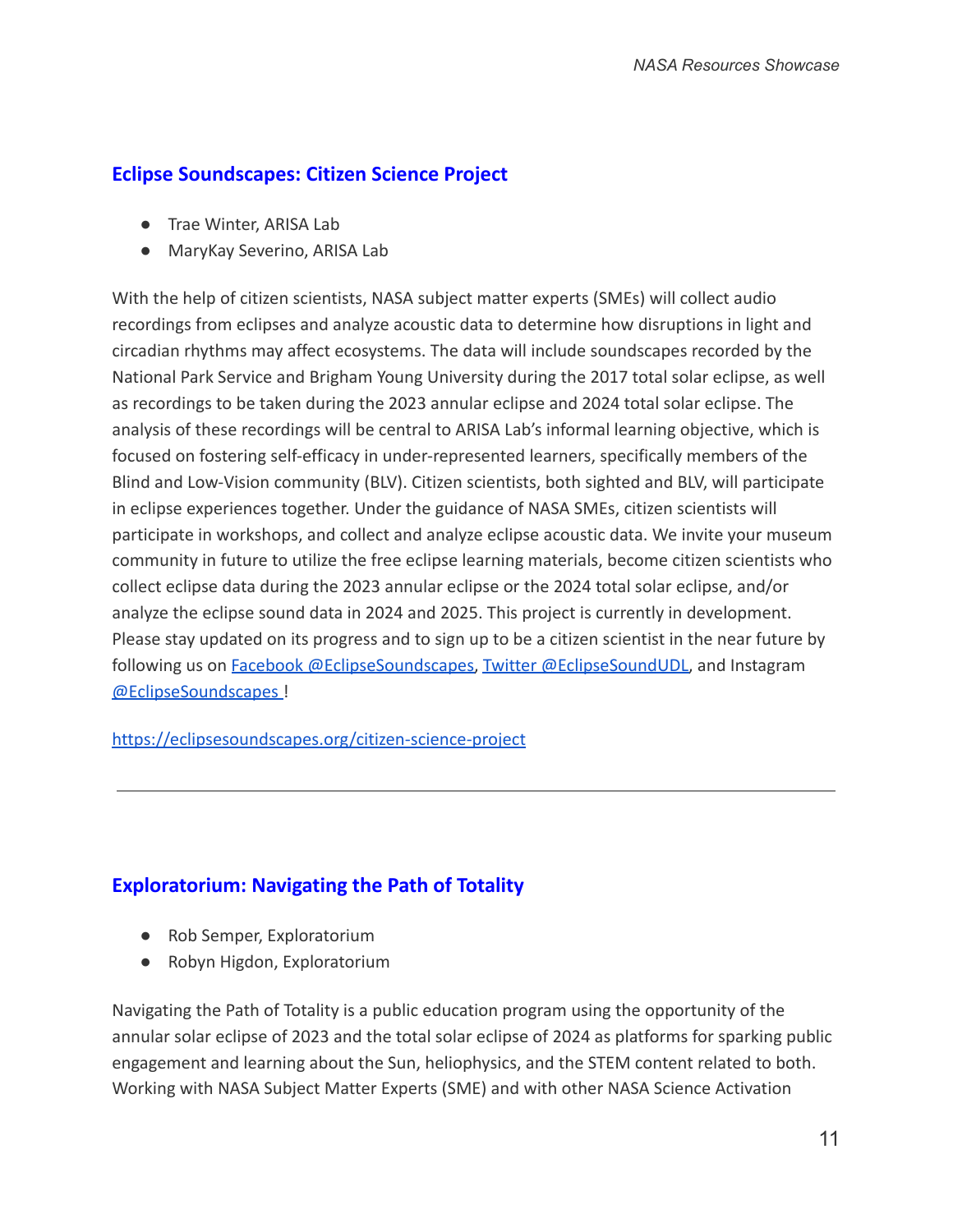## Eclipse Soundscapes: Citizen Science Project

- Trae Winter, ARISA Lab
- MaryKay Severino, ARISA Lab

With the help of citizen scientists, NASA subject matter experts (SMEs) will collect audio recordings from eclipses and analyze acoustic data to determine how disruptions in light and circadian rhythms may affect ecosystems. The data will include soundscapes recorded by the National Park Service and Brigham Young University during the 2017 total solar eclipse, as well as recordings to be taken during the 2023 annular eclipse and 2024 total solar eclipse. The analysis of these recordings will be central to ARISA Lab's informal learning objective, which is focused on fostering self-efficacy in under-represented learners, specifically members of the Blind and Low-Vision community (BLV). Citizen scientists, both sighted and BLV, will participate in eclipse experiences together. Under the guidance of NASA SMEs, citizen scientists will participate in workshops, and collect and analyze eclipse acoustic data. We invite your museum community in future to utilize the free eclipse learning materials, become citizen scientists who collect eclipse data during the 2023 annular eclipse or the 2024 total solar eclipse, and/or analyze the eclipse sound data in 2024 and 2025. This project is currently in development. Please stay updated on its progress and to sign up to be a citizen scientist in the near future by following us on [Facebook @EclipseSoundscapes](), [Twitter @EclipseSoundUDL](), and Instagram [@EclipseSoundscapes]()!

https://eclipsesoundscapes.org/citizen-science-project

---

## Exploratorium: Navigating the Path of Totality

- Rob Semper, Exploratorium
- Robyn Higdon, Exploratorium

Navigating the Path of Totality is a public education program using the opportunity of the annular solar eclipse of 2023 and the total solar eclipse of 2024 as platforms for sparking public engagement and learning about the Sun, heliophysics, and the STEM content related to both. Working with NASA Subject Matter Experts (SME) and with other NASA Science Activation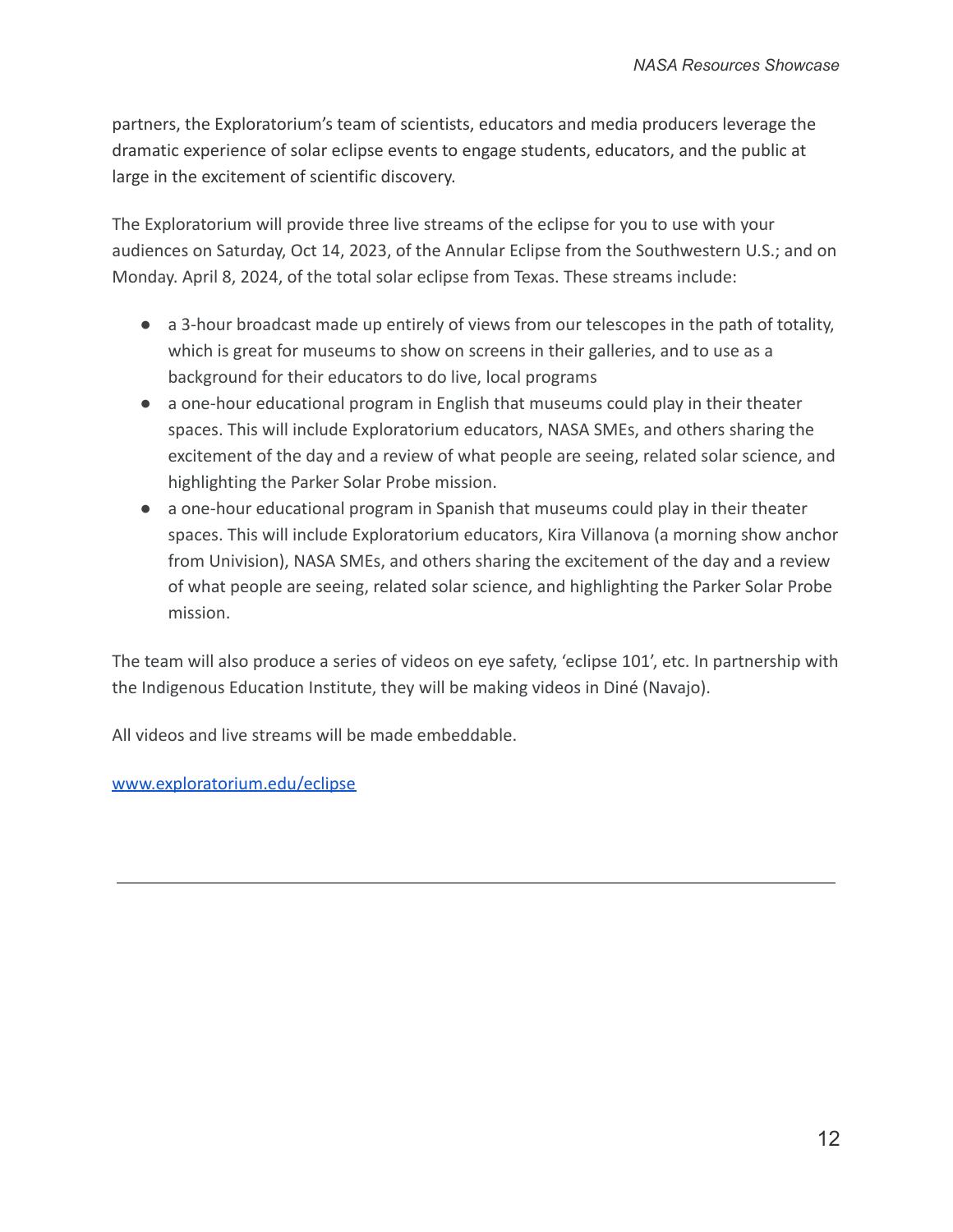partners, the Exploratorium's team of scientists, educators and media producers leverage the dramatic experience of solar eclipse events to engage students, educators, and the public at large in the excitement of scientific discovery.

The Exploratorium will provide three live streams of the eclipse for you to use with your audiences on Saturday, Oct 14, 2023, of the Annular Eclipse from the Southwestern U.S.; and on Monday. April 8, 2024, of the total solar eclipse from Texas. These streams include:

- a 3-hour broadcast made up entirely of views from our telescopes in the path of totality, which is great for museums to show on screens in their galleries, and to use as a background for their educators to do live, local programs
- a one-hour educational program in English that museums could play in their theater spaces. This will include Exploratorium educators, NASA SMEs, and others sharing the excitement of the day and a review of what people are seeing, related solar science, and highlighting the Parker Solar Probe mission.
- a one-hour educational program in Spanish that museums could play in their theater spaces. This will include Exploratorium educators, Kira Villanova (a morning show anchor from Univision), NASA SMEs, and others sharing the excitement of the day and a review of what people are seeing, related solar science, and highlighting the Parker Solar Probe mission.

The team will also produce a series of videos on eye safety, 'eclipse 101', etc. In partnership with the Indigenous Education Institute, they will be making videos in Diné (Navajo).

All videos and live streams will be made embeddable.

[www.exploratorium.edu/eclipse](http://www.exploratorium.edu/eclipse)

---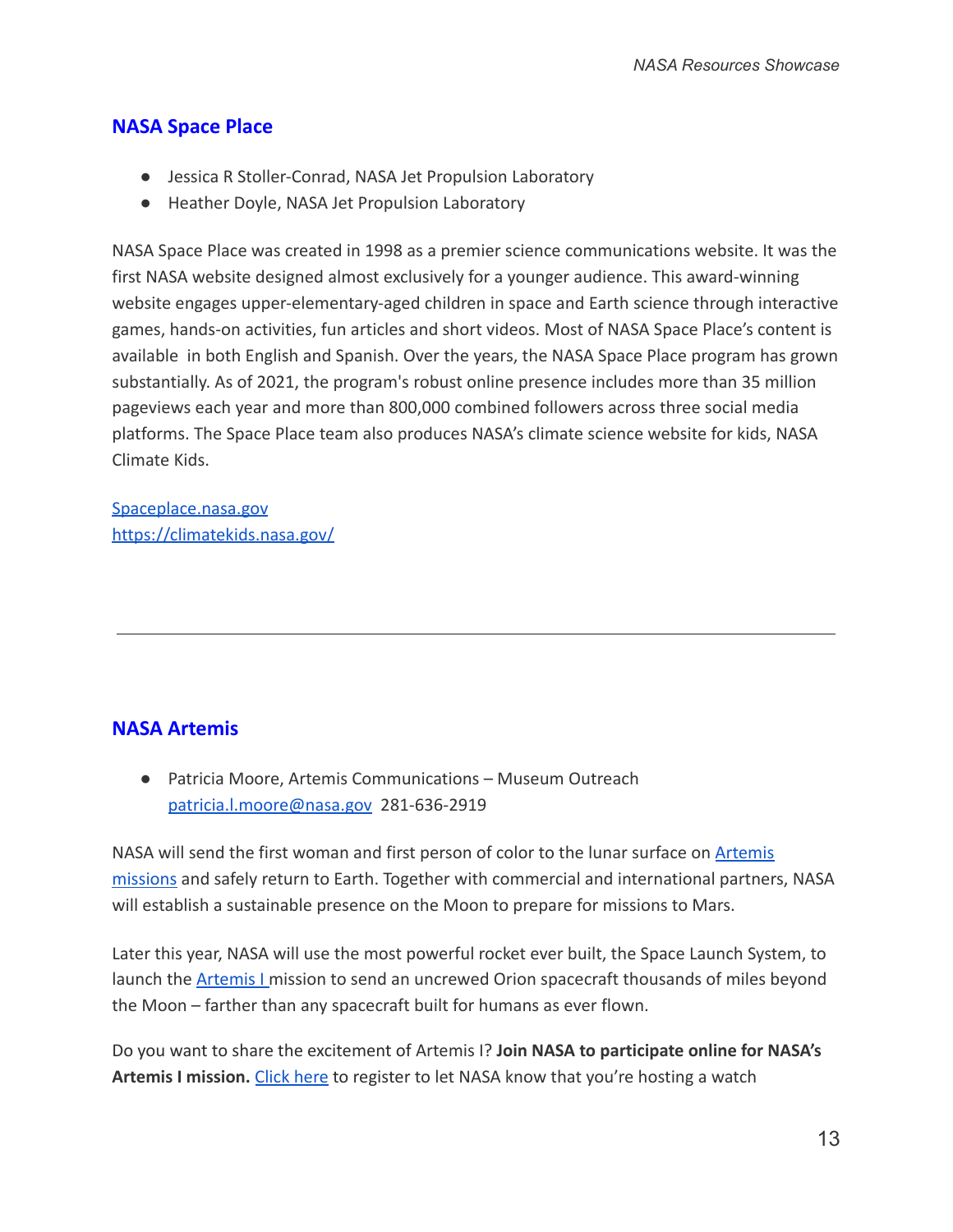## NASA Space Place

- Jessica R Stoller-Conrad, NASA Jet Propulsion Laboratory
- Heather Doyle, NASA Jet Propulsion Laboratory

NASA Space Place was created in 1998 as a premier science communications website. It was the first NASA website designed almost exclusively for a younger audience. This award-winning website engages upper-elementary-aged children in space and Earth science through interactive games, hands-on activities, fun articles and short videos. Most of NASA Space Place's content is available in both English and Spanish. Over the years, the NASA Space Place program has grown substantially. As of 2021, the program's robust online presence includes more than 35 million pageviews each year and more than 800,000 combined followers across three social media platforms. The Space Place team also produces NASA's climate science website for kids, NASA Climate Kids.

[Spaceplace.nasa.gov](Spaceplace.nasa.gov)
[https://climatekids.nasa.gov/](https://climatekids.nasa.gov/)

---

## NASA Artemis

- Patricia Moore, Artemis Communications – Museum Outreach
  [patricia.l.moore@nasa.gov](mailto:patricia.l.moore@nasa.gov) 281-636-2919

NASA will send the first woman and first person of color to the lunar surface on Artemis missions and safely return to Earth. Together with commercial and international partners, NASA will establish a sustainable presence on the Moon to prepare for missions to Mars.

Later this year, NASA will use the most powerful rocket ever built, the Space Launch System, to launch the Artemis I mission to send an uncrewed Orion spacecraft thousands of miles beyond the Moon – farther than any spacecraft built for humans as ever flown.

Do you want to share the excitement of Artemis I? **Join NASA to participate online for NASA's Artemis I mission.** Click here to register to let NASA know that you're hosting a watch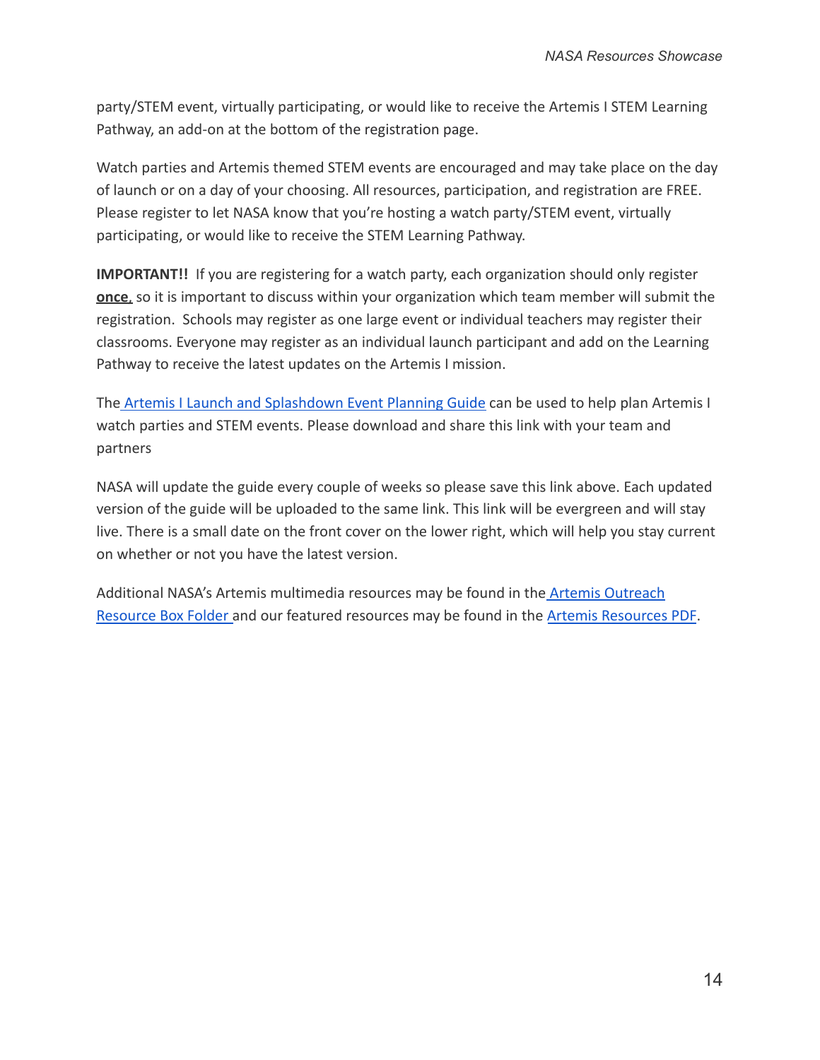party/STEM event, virtually participating, or would like to receive the Artemis I STEM Learning Pathway, an add-on at the bottom of the registration page.

Watch parties and Artemis themed STEM events are encouraged and may take place on the day of launch or on a day of your choosing. All resources, participation, and registration are FREE. Please register to let NASA know that you're hosting a watch party/STEM event, virtually participating, or would like to receive the STEM Learning Pathway.

**IMPORTANT!!** If you are registering for a watch party, each organization should only register **once**, so it is important to discuss within your organization which team member will submit the registration. Schools may register as one large event or individual teachers may register their classrooms. Everyone may register as an individual launch participant and add on the Learning Pathway to receive the latest updates on the Artemis I mission.

The Artemis I Launch and Splashdown Event Planning Guide can be used to help plan Artemis I watch parties and STEM events. Please download and share this link with your team and partners

NASA will update the guide every couple of weeks so please save this link above. Each updated version of the guide will be uploaded to the same link. This link will be evergreen and will stay live. There is a small date on the front cover on the lower right, which will help you stay current on whether or not you have the latest version.

Additional NASA's Artemis multimedia resources may be found in the Artemis Outreach Resource Box Folder and our featured resources may be found in the Artemis Resources PDF.